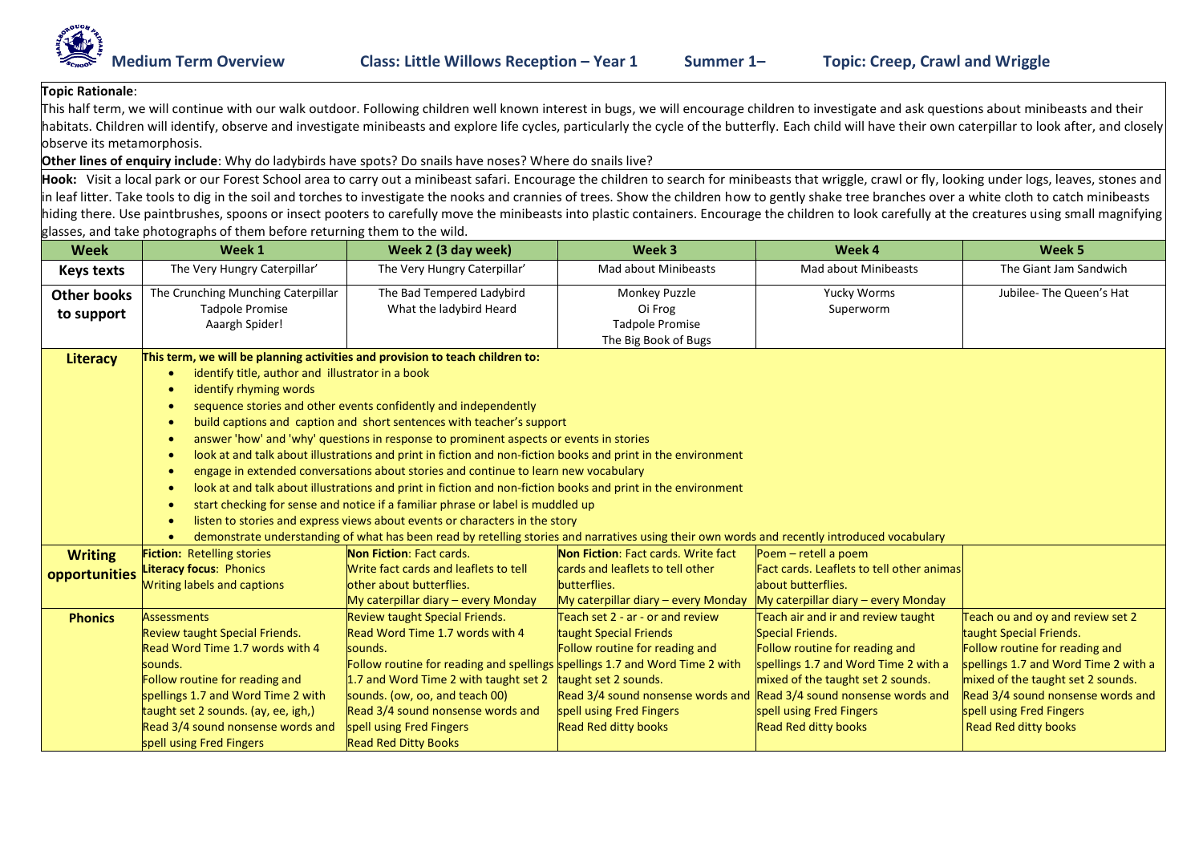# Medium Term Overview

**Class: Little Willows Reception – Year 1** **Summer 1–** **Topic: Creep, Crawl and Wriggle**

**Topic Rationale**:
This half term, we will continue with our walk outdoor. Following children well known interest in bugs, we will encourage children to investigate and ask questions about minibeasts and their habitats. Children will identify, observe and investigate minibeasts and explore life cycles, particularly the cycle of the butterfly. Each child will have their own caterpillar to look after, and closely observe its metamorphosis.

**Other lines of enquiry include**: Why do ladybirds have spots? Do snails have noses? Where do snails live?

**Hook:** Visit a local park or our Forest School area to carry out a minibeast safari. Encourage the children to search for minibeasts that wriggle, crawl or fly, looking under logs, leaves, stones and in leaf litter. Take tools to dig in the soil and torches to investigate the nooks and crannies of trees. Show the children how to gently shake tree branches over a white cloth to catch minibeasts hiding there. Use paintbrushes, spoons or insect pooters to carefully move the minibeasts into plastic containers. Encourage the children to look carefully at the creatures using small magnifying glasses, and take photographs of them before returning them to the wild.

| Week | Week 1 | Week 2 (3 day week) | Week 3 | Week 4 | Week 5 |
|---|---|---|---|---|---|
| **Keys texts** | The Very Hungry Caterpillar' | The Very Hungry Caterpillar' | Mad about Minibeasts | Mad about Minibeasts | The Giant Jam Sandwich |
| **Other books to support** | The Crunching Munching Caterpillar<br>Tadpole Promise<br>Aaargh Spider! | The Bad Tempered Ladybird<br>What the ladybird Heard | Monkey Puzzle<br>Oi Frog<br>Tadpole Promise<br>The Big Book of Bugs | Yucky Worms<br>Superworm | Jubilee- The Queen's Hat |
| **Literacy** | **This term, we will be planning activities and provision to teach children to:**<br>• identify title, author and illustrator in a book<br>• identify rhyming words<br>• sequence stories and other events confidently and independently<br>• build captions and caption and short sentences with teacher's support<br>• answer 'how' and 'why' questions in response to prominent aspects or events in stories<br>• look at and talk about illustrations and print in fiction and non-fiction books and print in the environment<br>• engage in extended conversations about stories and continue to learn new vocabulary<br>• look at and talk about illustrations and print in fiction and non-fiction books and print in the environment<br>• start checking for sense and notice if a familiar phrase or label is muddled up<br>• listen to stories and express views about events or characters in the story<br>• demonstrate understanding of what has been read by retelling stories and narratives using their own words and recently introduced vocabulary | | | | |
| **Writing opportunities** | **Fiction:** Retelling stories<br>**Literacy focus**: Phonics<br>Writing labels and captions | **Non Fiction**: Fact cards.<br>Write fact cards and leaflets to tell other about butterflies.<br>My caterpillar diary – every Monday | **Non Fiction**: Fact cards. Write fact cards and leaflets to tell other butterflies.<br>My caterpillar diary – every Monday | Poem – retell a poem<br>Fact cards. Leaflets to tell other animas about butterflies.<br>My caterpillar diary – every Monday | |
| **Phonics** | Assessments<br>Review taught Special Friends.<br>Read Word Time 1.7 words with 4 sounds.<br>Follow routine for reading and spellings 1.7 and Word Time 2 with taught set 2 sounds. (ay, ee, igh,)<br>Read 3/4 sound nonsense words and spell using Fred Fingers | Review taught Special Friends.<br>Read Word Time 1.7 words with 4 sounds.<br>Follow routine for reading and spellings 1.7 and Word Time 2 with taught set 2 sounds. (ow, oo, and teach 00)<br>Read 3/4 sound nonsense words and spell using Fred Fingers<br>Read Red Ditty Books | Teach set 2 - ar - or and review taught Special Friends<br>Follow routine for reading and spellings 1.7 and Word Time 2 with taught set 2 sounds.<br>Read 3/4 sound nonsense words and spell using Fred Fingers<br>Read Red ditty books | Teach air and ir and review taught Special Friends.<br>Follow routine for reading and spellings 1.7 and Word Time 2 with a mixed of the taught set 2 sounds.<br>Read 3/4 sound nonsense words and spell using Fred Fingers<br>Read Red ditty books | Teach ou and oy and review set 2 taught Special Friends.<br>Follow routine for reading and spellings 1.7 and Word Time 2 with a mixed of the taught set 2 sounds.<br>Read 3/4 sound nonsense words and spell using Fred Fingers<br>Read Red ditty books |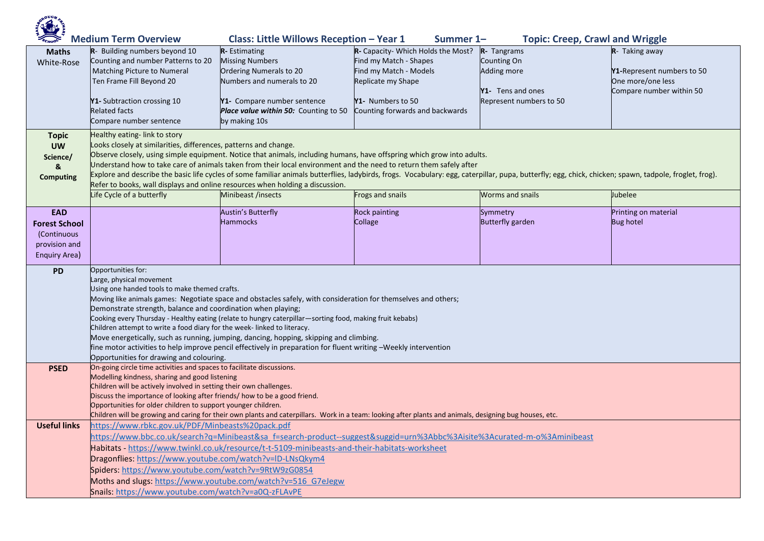**Medium Term Overview** **Class: Little Willows Reception – Year 1** **Summer 1–** **Topic: Creep, Crawl and Wriggle**

| | | | | | |
|---|---|---|---|---|---|
| **Maths** White-Rose | **R**- Building numbers beyond 10<br>Counting and number Patterns to 20<br>Matching Picture to Numeral<br>Ten Frame Fill Beyond 20<br><br>**Y1**- Subtraction crossing 10<br>Related facts<br>Compare number sentence | **R**- Estimating<br>Missing Numbers<br>Ordering Numerals to 20<br>Numbers and numerals to 20<br><br>**Y1**- Compare number sentence<br>***Place value within 50:*** Counting to 50 by making 10s | **R**- Capacity- Which Holds the Most?<br>Find my Match - Shapes<br>Find my Match - Models<br>Replicate my Shape<br><br>**Y1**- Numbers to 50<br>Counting forwards and backwards | **R**- Tangrams<br>Counting On<br>Adding more<br><br>**Y1**- Tens and ones<br>Represent numbers to 50 | **R**- Taking away<br><br>**Y1**-Represent numbers to 50<br>One more/one less<br>Compare number within 50 |
| **Topic UW Science/ & Computing** | Healthy eating- link to story<br>Looks closely at similarities, differences, patterns and change.<br>Observe closely, using simple equipment. Notice that animals, including humans, have offspring which grow into adults.<br>Understand how to take care of animals taken from their local environment and the need to return them safely after<br>Explore and describe the basic life cycles of some familiar animals butterflies, ladybirds, frogs. Vocabulary: egg, caterpillar, pupa, butterfly; egg, chick, chicken; spawn, tadpole, froglet, frog).<br>Refer to books, wall displays and online resources when holding a discussion. | | | | |
| | Life Cycle of a butterfly | Minibeast /insects | Frogs and snails | Worms and snails | Jubelee |
| **EAD Forest School** (Continuous provision and Enquiry Area) | | Austin's Butterfly<br>Hammocks | Rock painting<br>Collage | Symmetry<br>Butterfly garden | Printing on material<br>Bug hotel |
| **PD** | Opportunities for:<br>Large, physical movement<br>Using one handed tools to make themed crafts.<br>Moving like animals games: Negotiate space and obstacles safely, with consideration for themselves and others;<br>Demonstrate strength, balance and coordination when playing;<br>Cooking every Thursday - Healthy eating (relate to hungry caterpillar—sorting food, making fruit kebabs)<br>Children attempt to write a food diary for the week- linked to literacy.<br>Move energetically, such as running, jumping, dancing, hopping, skipping and climbing.<br>fine motor activities to help improve pencil effectively in preparation for fluent writing –Weekly intervention<br>Opportunities for drawing and colouring. | | | | |
| **PSED** | On-going circle time activities and spaces to facilitate discussions.<br>Modelling kindness, sharing and good listening<br>Children will be actively involved in setting their own challenges.<br>Discuss the importance of looking after friends/ how to be a good friend.<br>Opportunities for older children to support younger children.<br>Children will be growing and caring for their own plants and caterpillars. Work in a team: looking after plants and animals, designing bug houses, etc. | | | | |
| **Useful links** | https://www.rbkc.gov.uk/PDF/Minbeasts%20pack.pdf<br>https://www.bbc.co.uk/search?q=Minibeast&sa_f=search-product--suggest&suggid=urn%3Abbc%3Aisite%3Acurated-m-o%3Aminibeast<br>Habitats - https://www.twinkl.co.uk/resource/t-t-5109-minibeasts-and-their-habitats-worksheet<br>Dragonflies: https://www.youtube.com/watch?v=lD-LNsQkym4<br>Spiders: https://www.youtube.com/watch?v=9RtW9zG0854<br>Moths and slugs: https://www.youtube.com/watch?v=516_G7eJegw<br>Snails: https://www.youtube.com/watch?v=a0Q-zFLAvPE | | | | |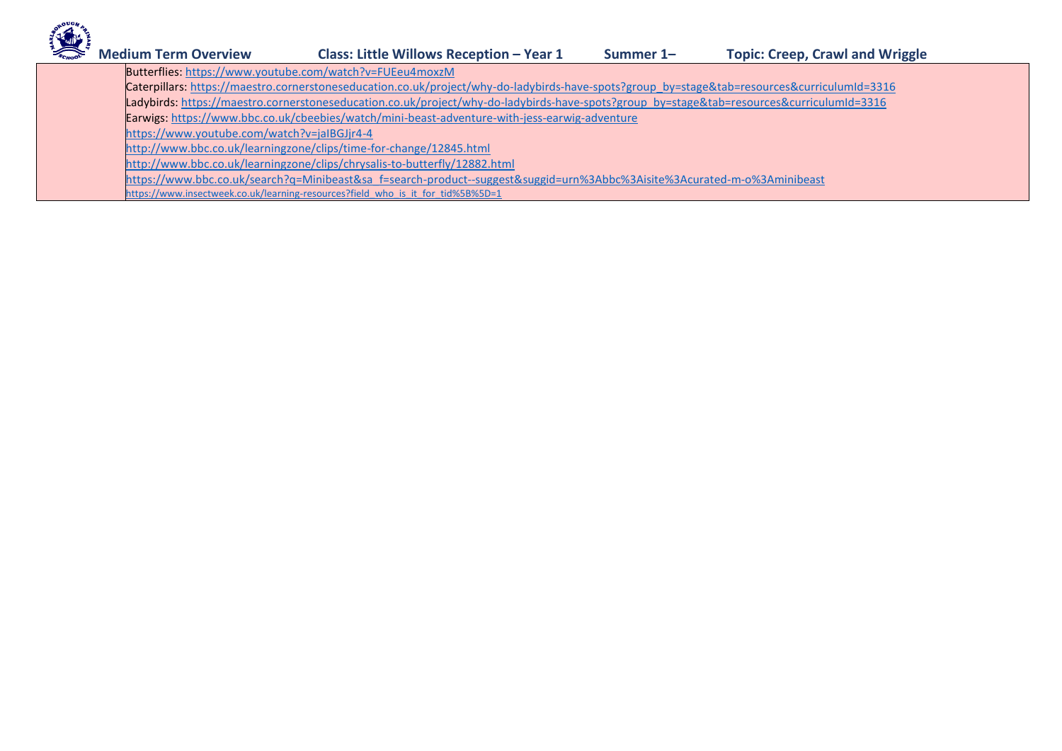**Medium Term Overview** **Class: Little Willows Reception – Year 1** **Summer 1–** **Topic: Creep, Crawl and Wriggle**

| | |
|---|---|
| | Butterflies: https://www.youtube.com/watch?v=FUEeu4moxzM<br>Caterpillars: https://maestro.cornerstoneseducation.co.uk/project/why-do-ladybirds-have-spots?group_by=stage&tab=resources&curriculumId=3316<br>Ladybirds: https://maestro.cornerstoneseducation.co.uk/project/why-do-ladybirds-have-spots?group_by=stage&tab=resources&curriculumId=3316<br>Earwigs: https://www.bbc.co.uk/cbeebies/watch/mini-beast-adventure-with-jess-earwig-adventure<br>https://www.youtube.com/watch?v=jaIBGJjr4-4<br>http://www.bbc.co.uk/learningzone/clips/time-for-change/12845.html<br>http://www.bbc.co.uk/learningzone/clips/chrysalis-to-butterfly/12882.html<br>https://www.bbc.co.uk/search?q=Minibeast&sa_f=search-product--suggest&suggid=urn%3Abbc%3Aisite%3Acurated-m-o%3Aminibeast<br>https://www.insectweek.co.uk/learning-resources?field_who_is_it_for_tid%5B%5D=1 |